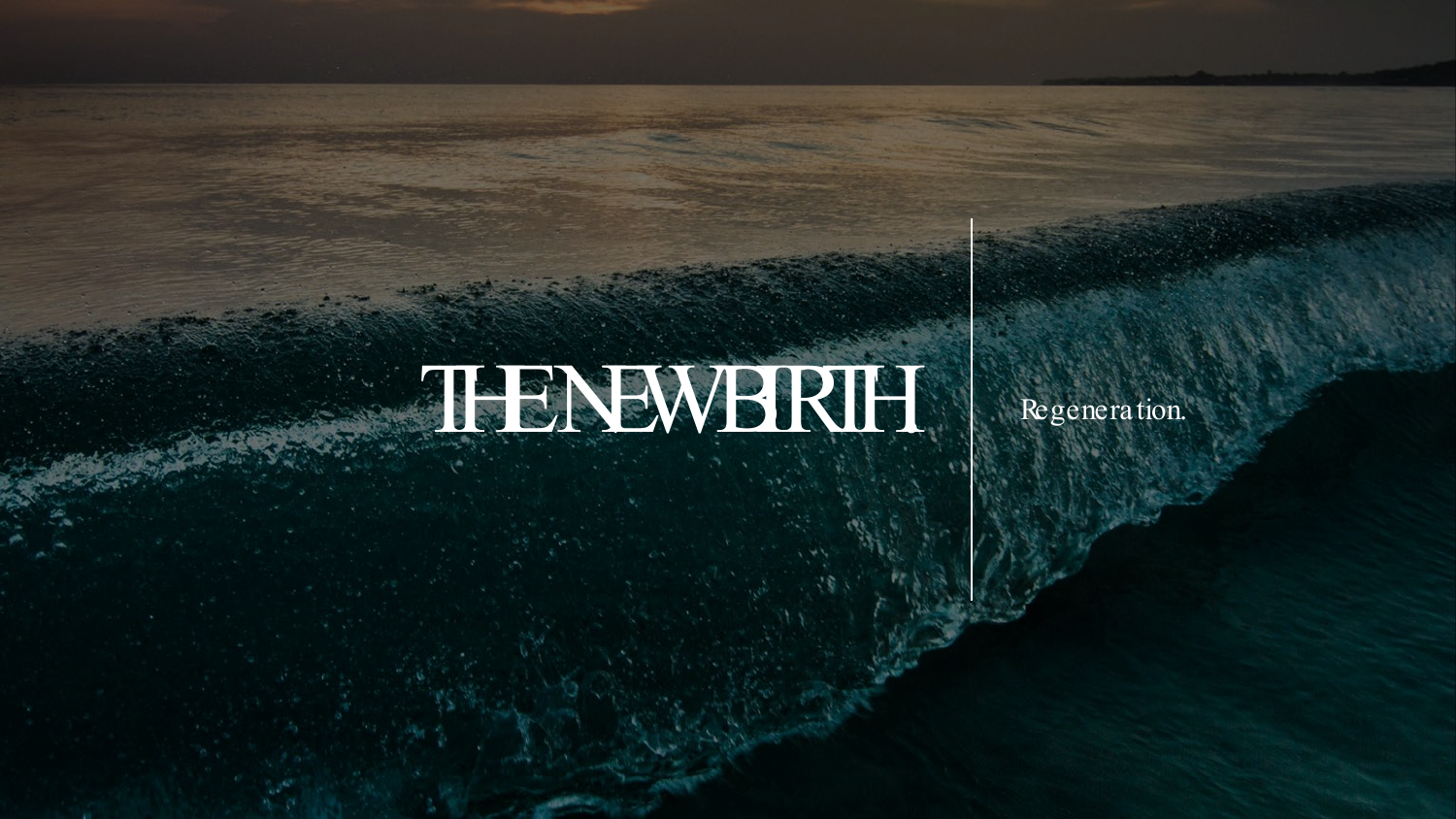# THE NEW BIRTH

Regeneration.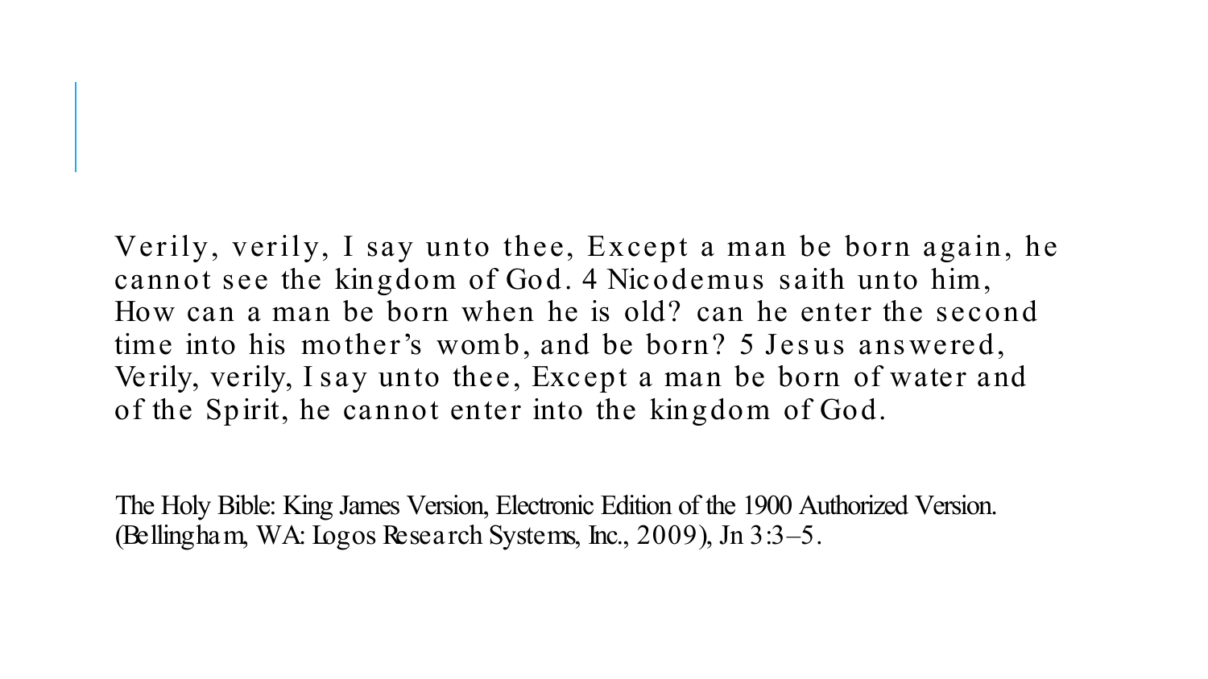Verily, verily, I say unto thee, Except a man be born again, he cannot see the kingdom of God. 4 Nicodemus saith unto him, How can a man be born when he is old? can he enter the second time into his mother's womb, and be born? 5 Jesus answered, Verily, verily, I say unto thee, Except a man be born of water and of the Spirit, he cannot enter into the kingdom of God.

The Holy Bible: King James Version, Electronic Edition of the 1900 Authorized Version. (Bellingham, WA: Logos Research Systems, Inc., 2009), Jn 3:3–5.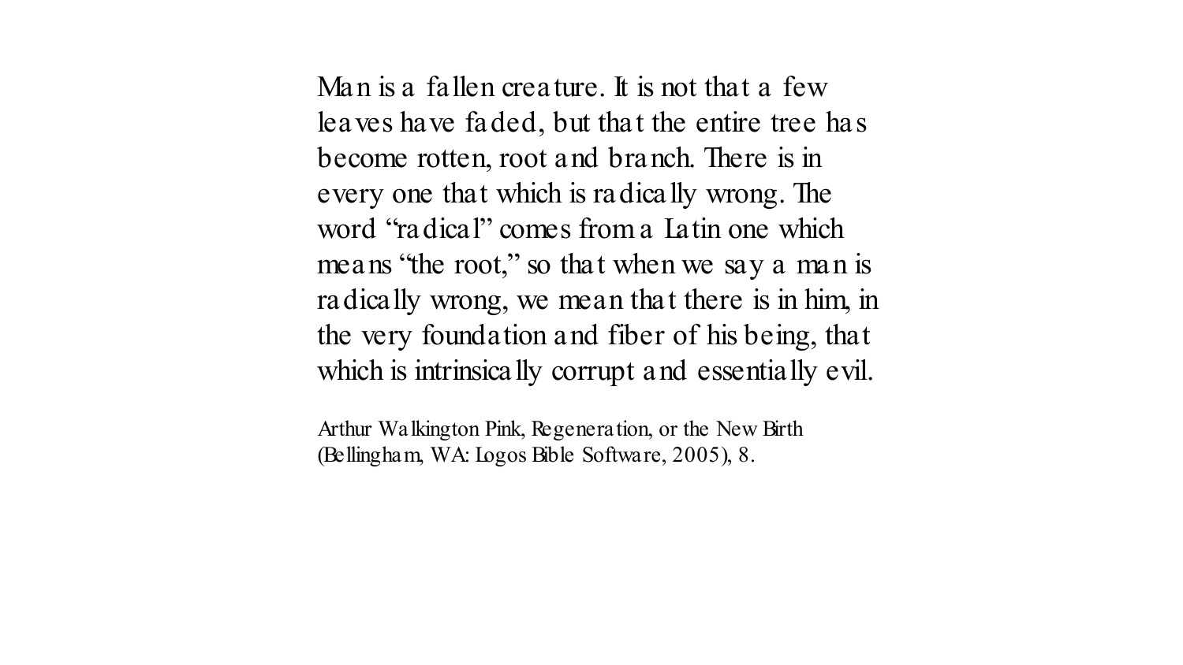Man is a fallen creature. It is not that a few leaves have faded, but that the entire tree has become rotten, root and branch. There is in every one that which is radically wrong. The word "radical" comes from a Latin one which means "the root," so that when we say a man is radically wrong, we mean that there is in him, in the very foundation and fiber of his being, that which is intrinsically corrupt and essentially evil.

Arthur Walkington Pink, Regeneration, or the New Birth (Bellingham, WA: Logos Bible Software, 2005), 8.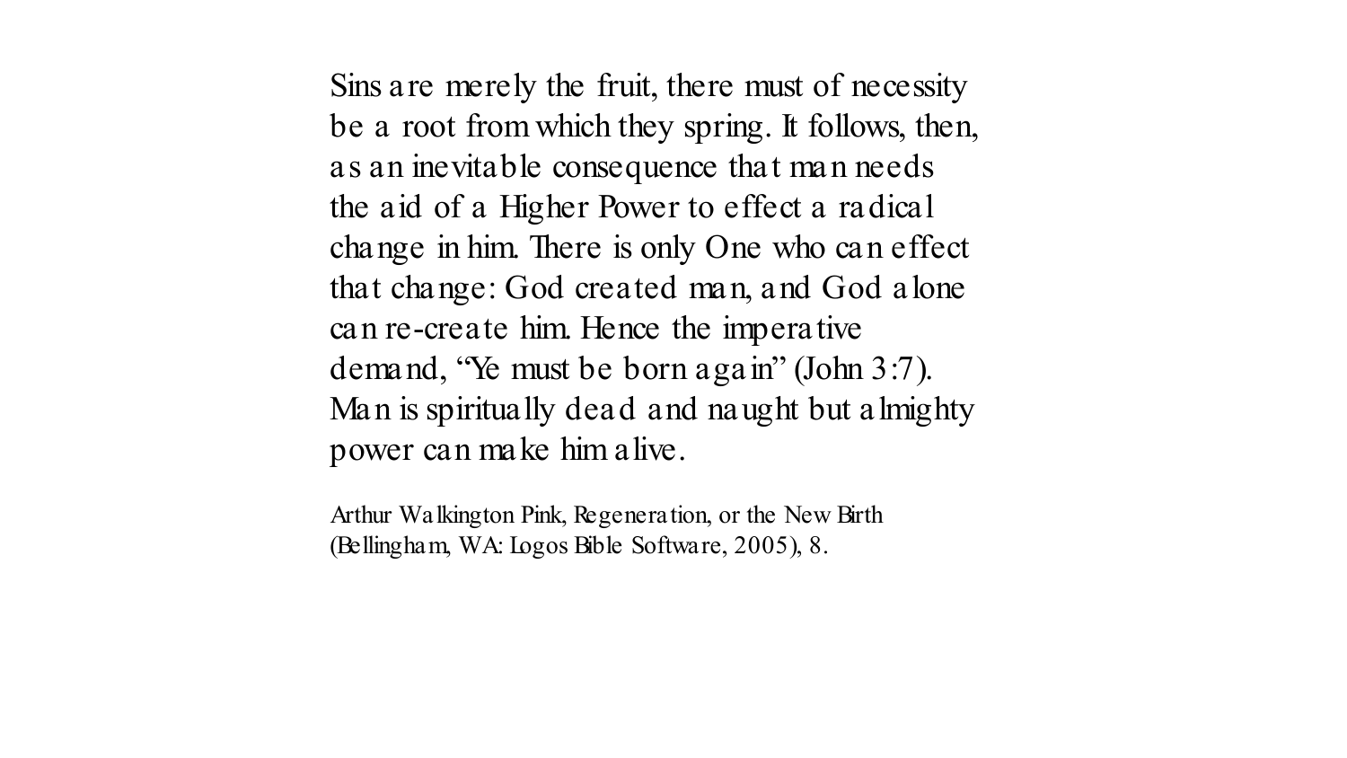Sins are merely the fruit, there must of necessity be a root from which they spring. It follows, then, as an inevitable consequence that man needs the aid of a Higher Power to effect a radical change in him. There is only One who can effect that change: God created man, and God alone can re-create him. Hence the imperative demand, “Ye must be born again” (John 3:7). Man is spiritually dead and naught but almighty power can make him alive.

Arthur Walkington Pink, Regeneration, or the New Birth (Bellingham, WA: Logos Bible Software, 2005), 8.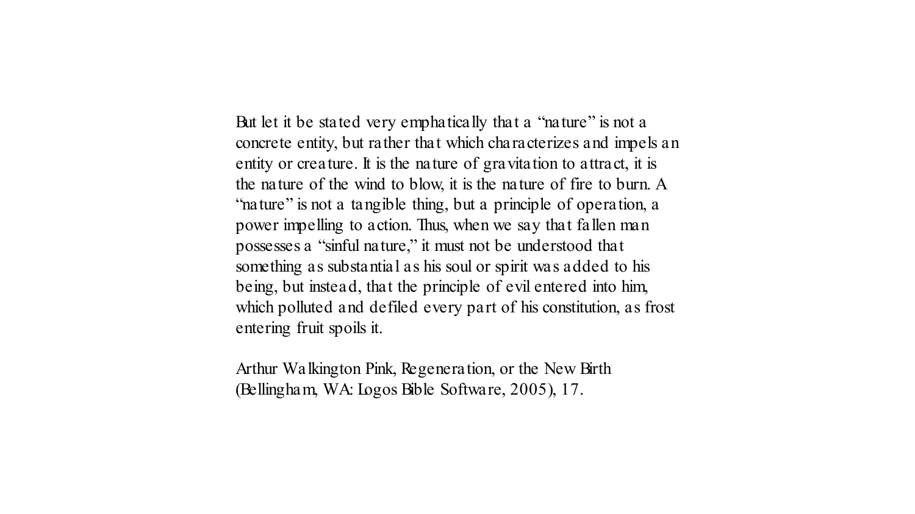But let it be stated very emphatically that a "nature" is not a concrete entity, but rather that which characterizes and impels an entity or creature. It is the nature of gravitation to attract, it is the nature of the wind to blow, it is the nature of fire to burn. A "nature" is not a tangible thing, but a principle of operation, a power impelling to action. Thus, when we say that fallen man possesses a "sinful nature," it must not be understood that something as substantial as his soul or spirit was added to his being, but instead, that the principle of evil entered into him, which polluted and defiled every part of his constitution, as frost entering fruit spoils it.

Arthur Walkington Pink, Regeneration, or the New Birth (Bellingham, WA: Logos Bible Software, 2005), 17.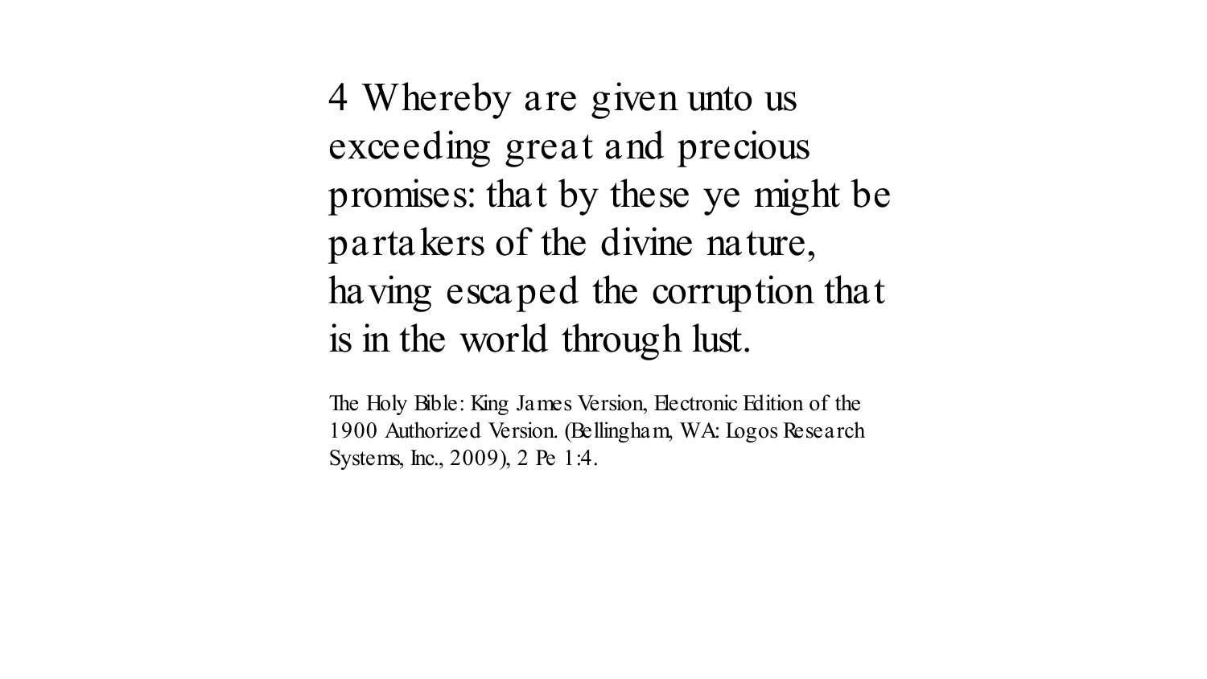4 Whereby are given unto us exceeding great and precious promises: that by these ye might be partakers of the divine nature, having escaped the corruption that is in the world through lust.

The Holy Bible: King James Version, Electronic Edition of the 1900 Authorized Version. (Bellingham, WA: Logos Research Systems, Inc., 2009), 2 Pe 1:4.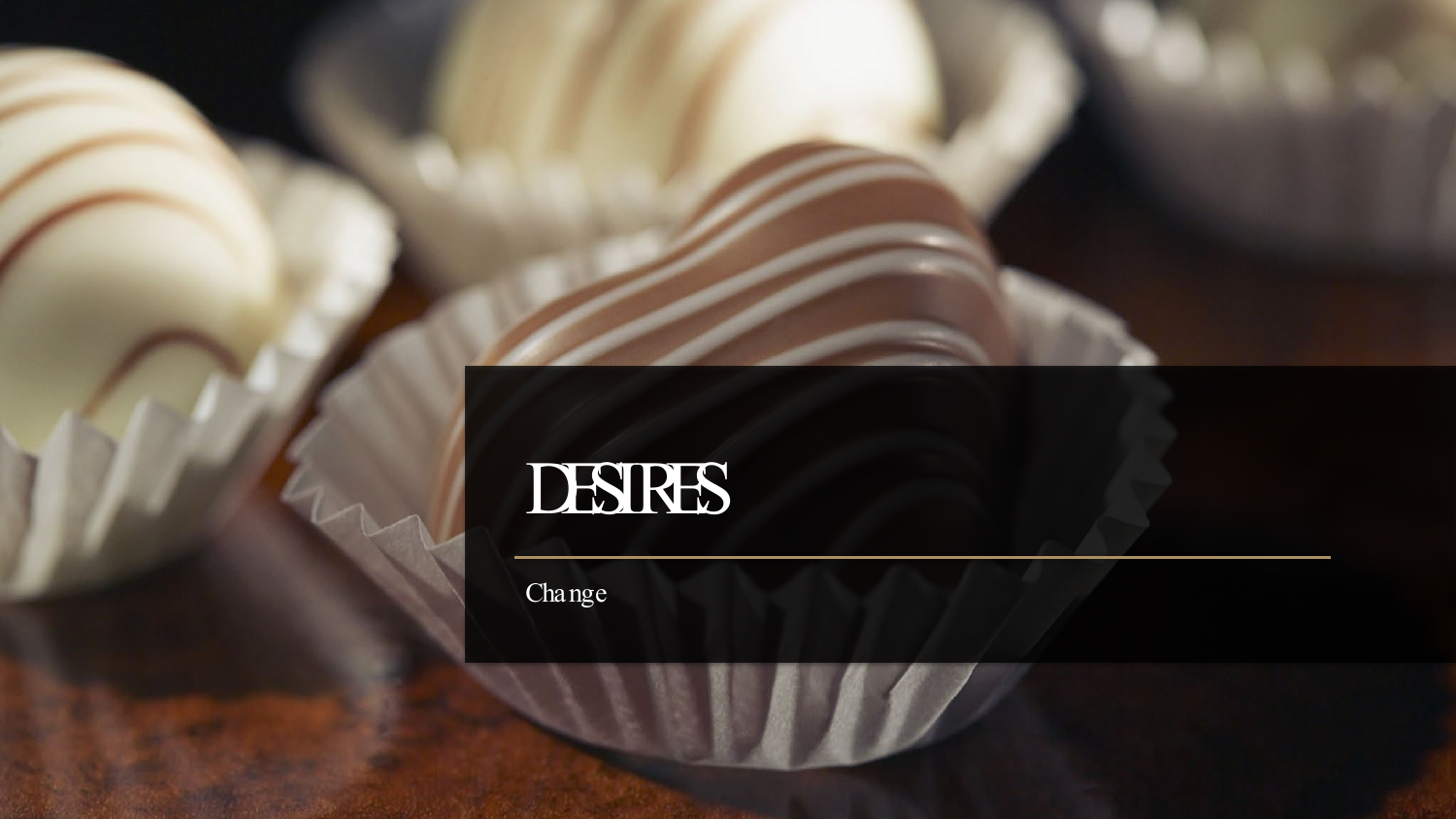# DESIRES

Change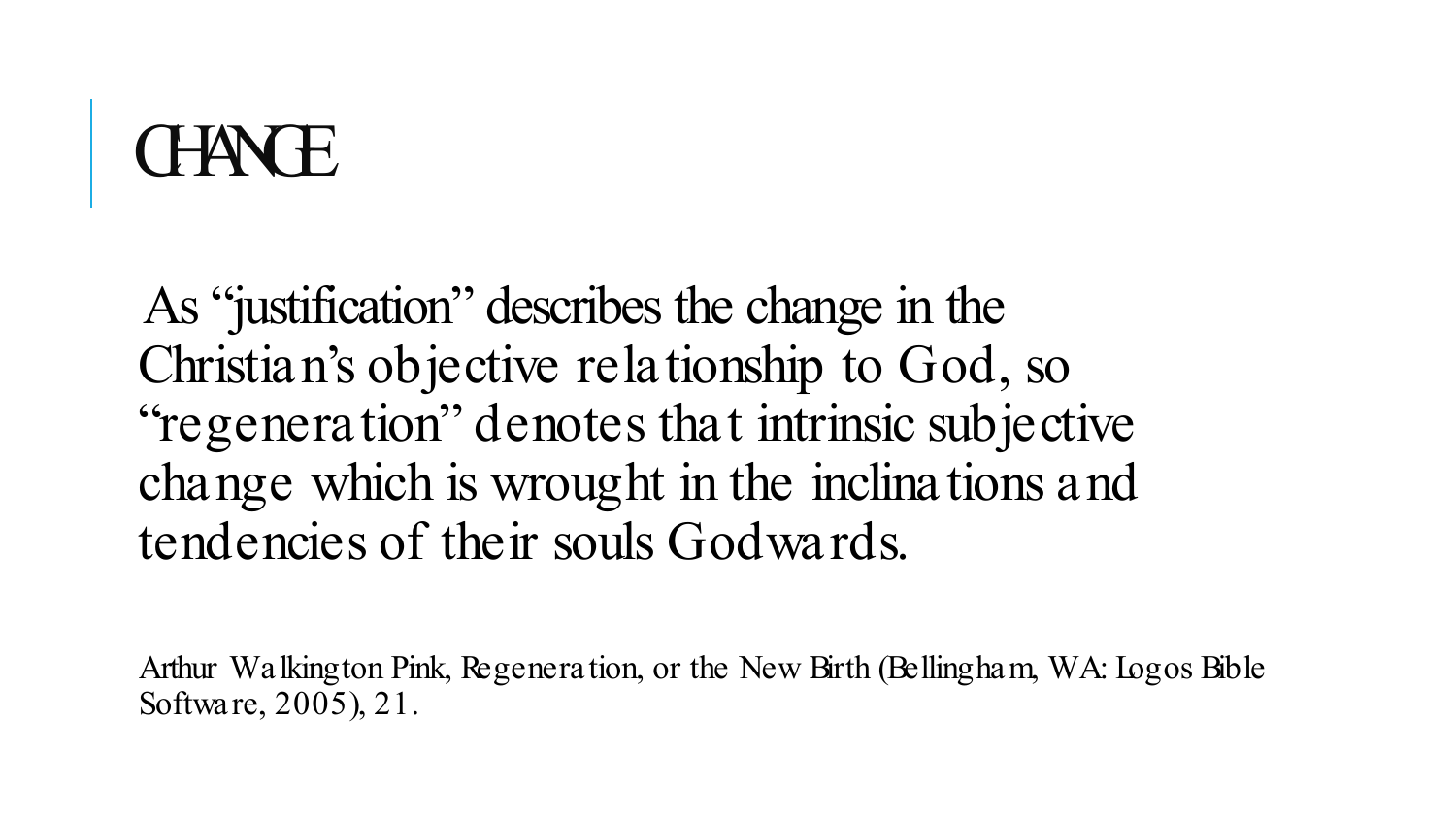# CHANGE

As "justification" describes the change in the Christian's objective relationship to God, so "regeneration" denotes that intrinsic subjective change which is wrought in the inclinations and tendencies of their souls Godwards.

Arthur Walkington Pink, Regeneration, or the New Birth (Bellingham, WA: Logos Bible Software, 2005), 21.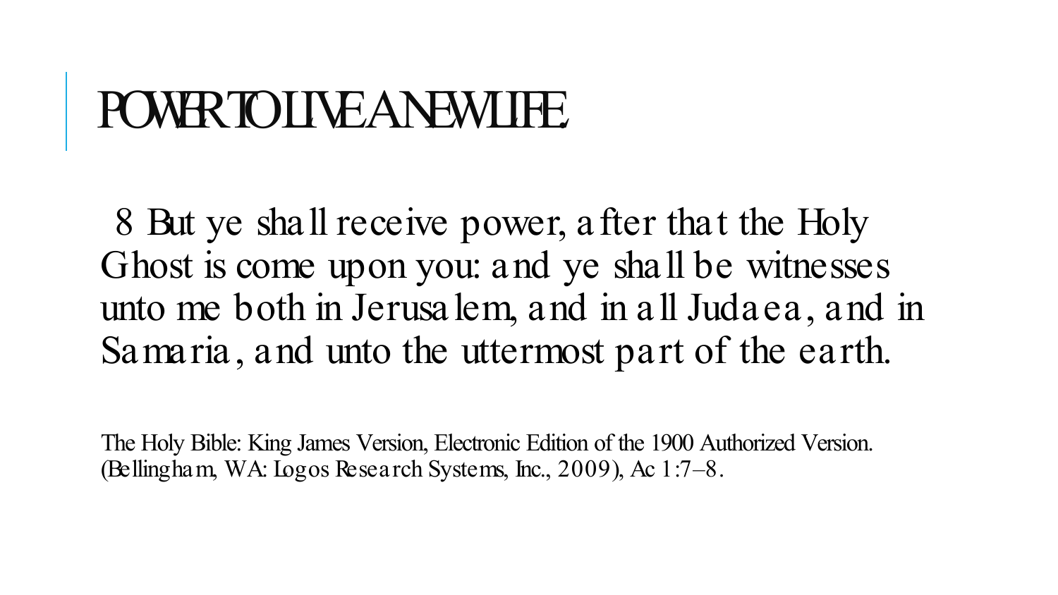# POWER TO LIVE A NEW LIFE.

8 But ye shall receive power, after that the Holy Ghost is come upon you: and ye shall be witnesses unto me both in Jerusalem, and in all Judaea, and in Samaria, and unto the uttermost part of the earth.

The Holy Bible: King James Version, Electronic Edition of the 1900 Authorized Version. (Bellingham, WA: Logos Research Systems, Inc., 2009), Ac 1:7–8.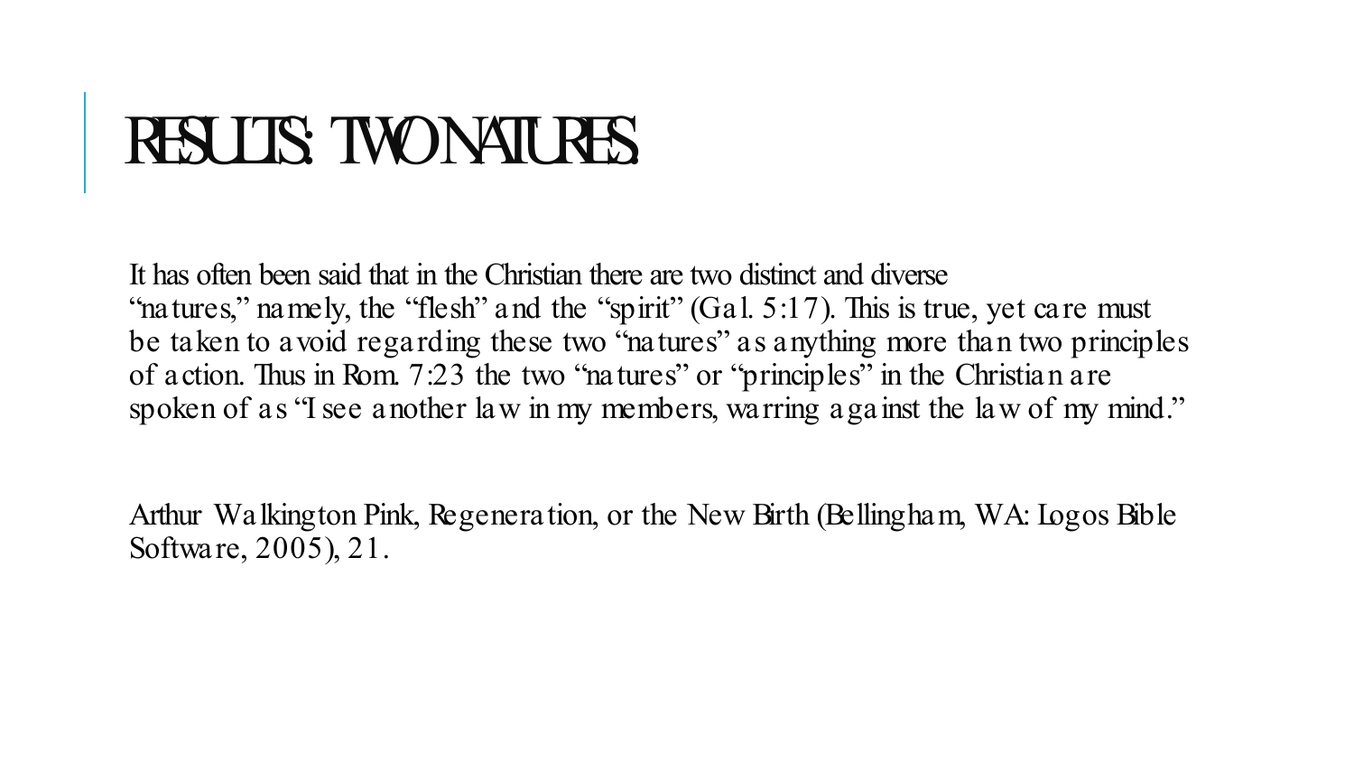# RESULTS: TWO NATURES

It has often been said that in the Christian there are two distinct and diverse "natures," namely, the "flesh" and the "spirit" (Gal. 5:17). This is true, yet care must be taken to avoid regarding these two "natures" as anything more than two principles of action. Thus in Rom. 7:23 the two "natures" or "principles" in the Christian are spoken of as "I see another law in my members, warring against the law of my mind."

Arthur Walkington Pink, Regeneration, or the New Birth (Bellingham, WA: Logos Bible Software, 2005), 21.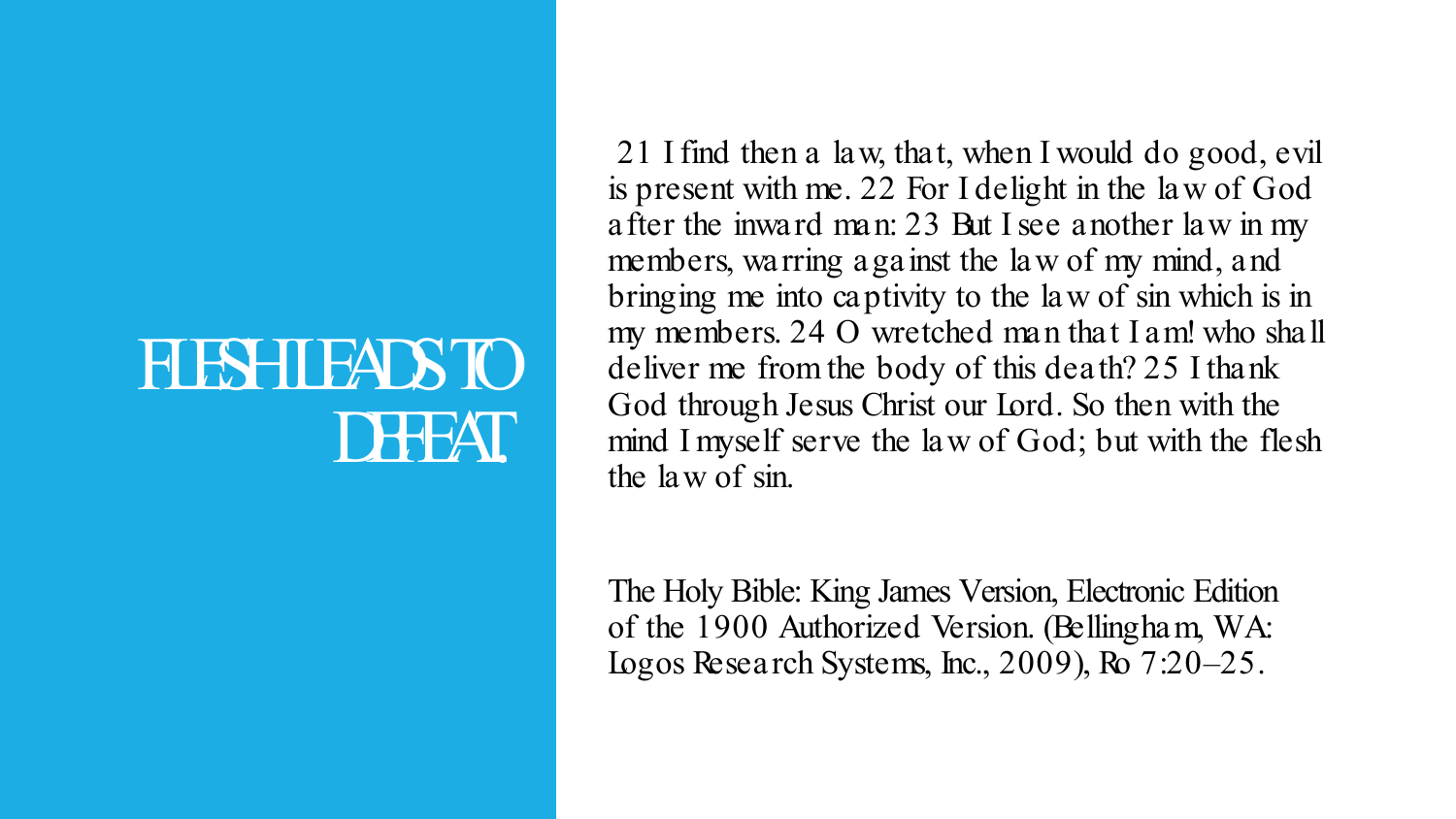# FLESH LEADS TO DEFEAT.

21 I find then a law, that, when I would do good, evil is present with me. 22 For I delight in the law of God after the inward man: 23 But I see another law in my members, warring against the law of my mind, and bringing me into captivity to the law of sin which is in my members. 24 O wretched man that I am! who shall deliver me from the body of this death? 25 I thank God through Jesus Christ our Lord. So then with the mind I myself serve the law of God; but with the flesh the law of sin.

The Holy Bible: King James Version, Electronic Edition of the 1900 Authorized Version. (Bellingham, WA: Logos Research Systems, Inc., 2009), Ro 7:20–25.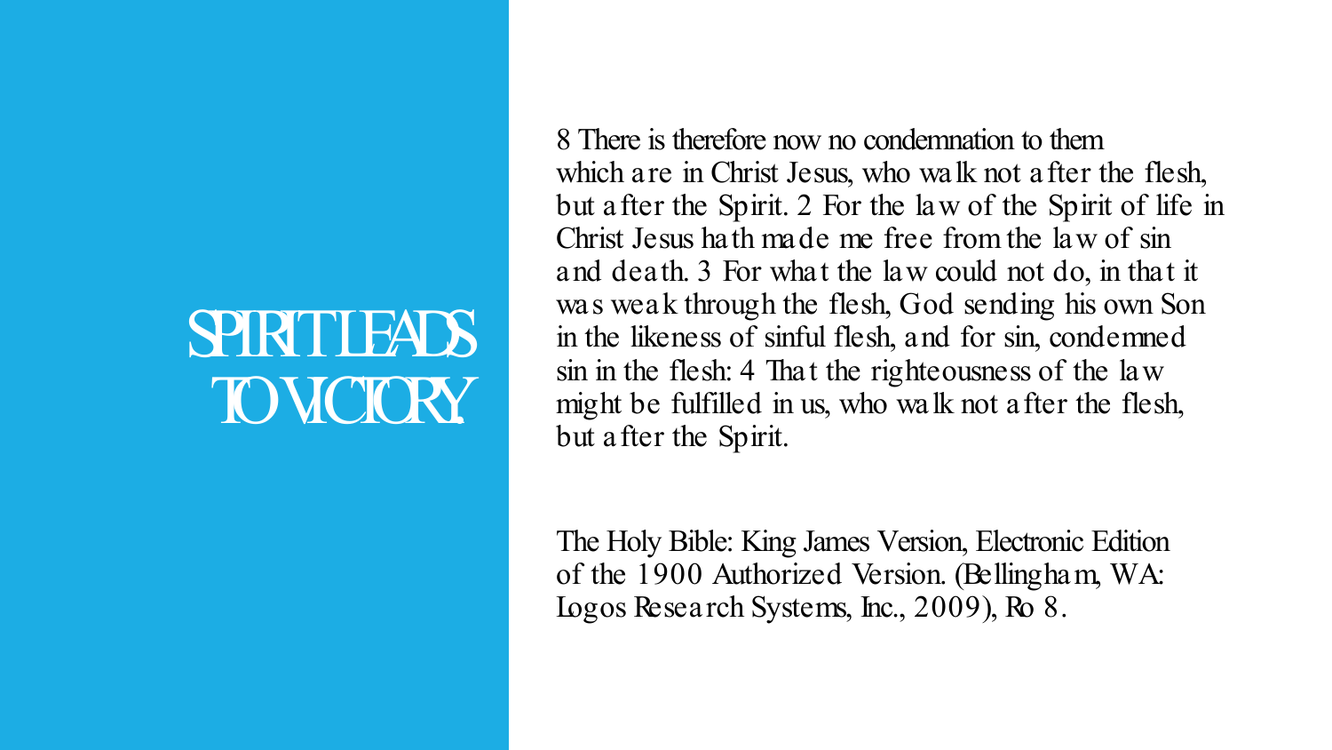# SPIRIT LEADS TO VICTORY

8 There is therefore now no condemnation to them which are in Christ Jesus, who walk not after the flesh, but after the Spirit. 2 For the law of the Spirit of life in Christ Jesus hath made me free from the law of sin and death. 3 For what the law could not do, in that it was weak through the flesh, God sending his own Son in the likeness of sinful flesh, and for sin, condemned sin in the flesh: 4 That the righteousness of the law might be fulfilled in us, who walk not after the flesh, but after the Spirit.

The Holy Bible: King James Version, Electronic Edition of the 1900 Authorized Version. (Bellingham, WA: Logos Research Systems, Inc., 2009), Ro 8.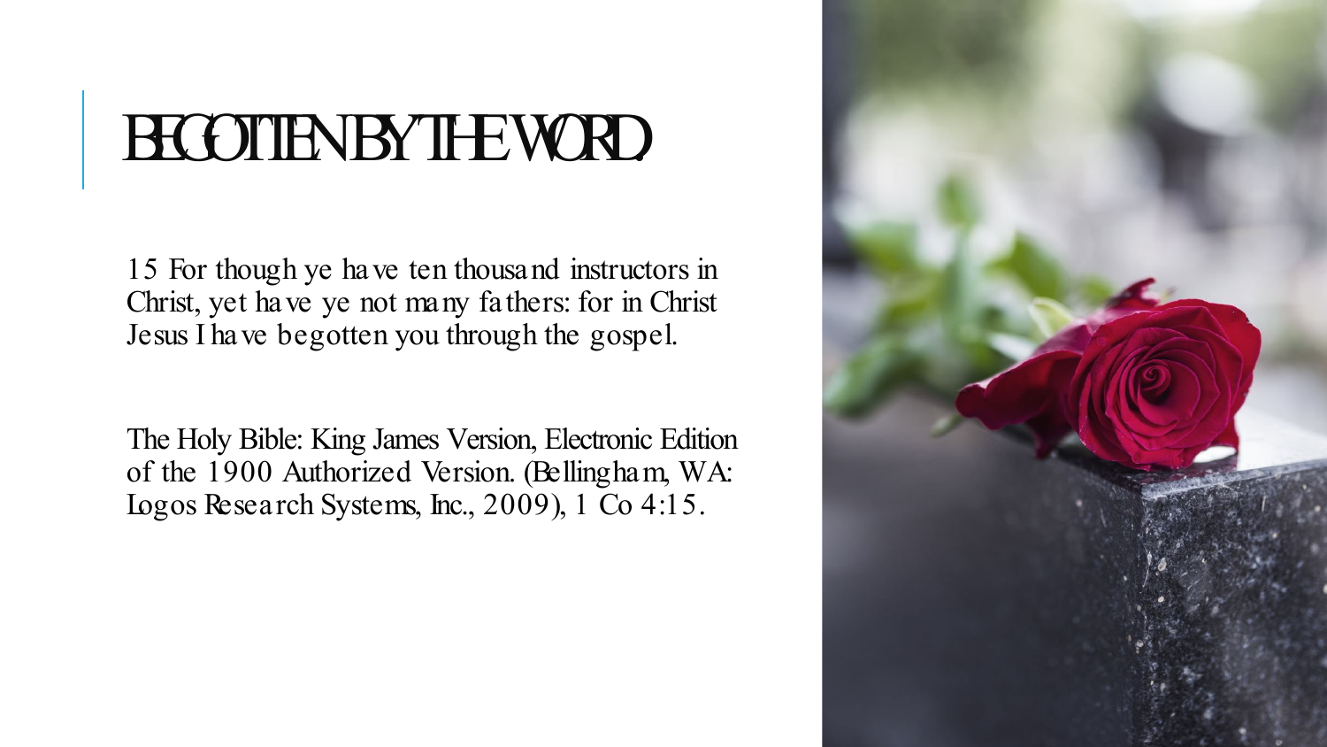# BEGOTTEN BY THE WORD

15 For though ye have ten thousand instructors in Christ, yet have ye not many fathers: for in Christ Jesus I have begotten you through the gospel.

The Holy Bible: King James Version, Electronic Edition of the 1900 Authorized Version. (Bellingham, WA: Logos Research Systems, Inc., 2009), 1 Co 4:15.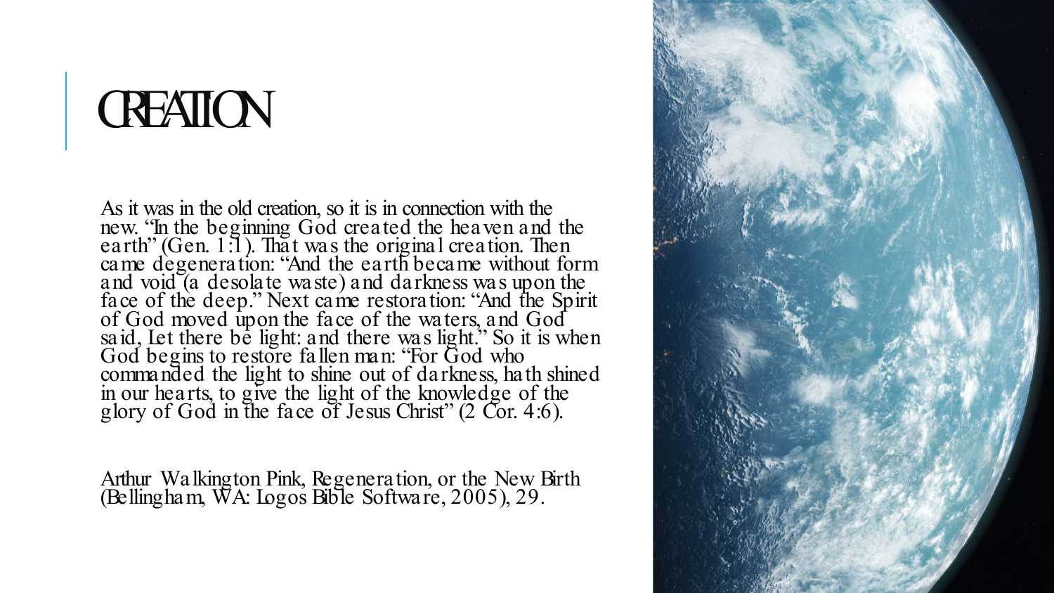# CREATION

As it was in the old creation, so it is in connection with the new. "In the beginning God created the heaven and the earth" (Gen. 1:1). That was the original creation. Then came degeneration: "And the earth became without form and void (a desolate waste) and darkness was upon the face of the deep." Next came restoration: "And the Spirit of God moved upon the face of the waters, and God said, Let there be light: and there was light." So it is when God begins to restore fallen man: "For God who commanded the light to shine out of darkness, hath shined in our hearts, to give the light of the knowledge of the glory of God in the face of Jesus Christ" (2 Cor. 4:6).

Arthur Walkington Pink, Regeneration, or the New Birth (Bellingham, WA: Logos Bible Software, 2005), 29.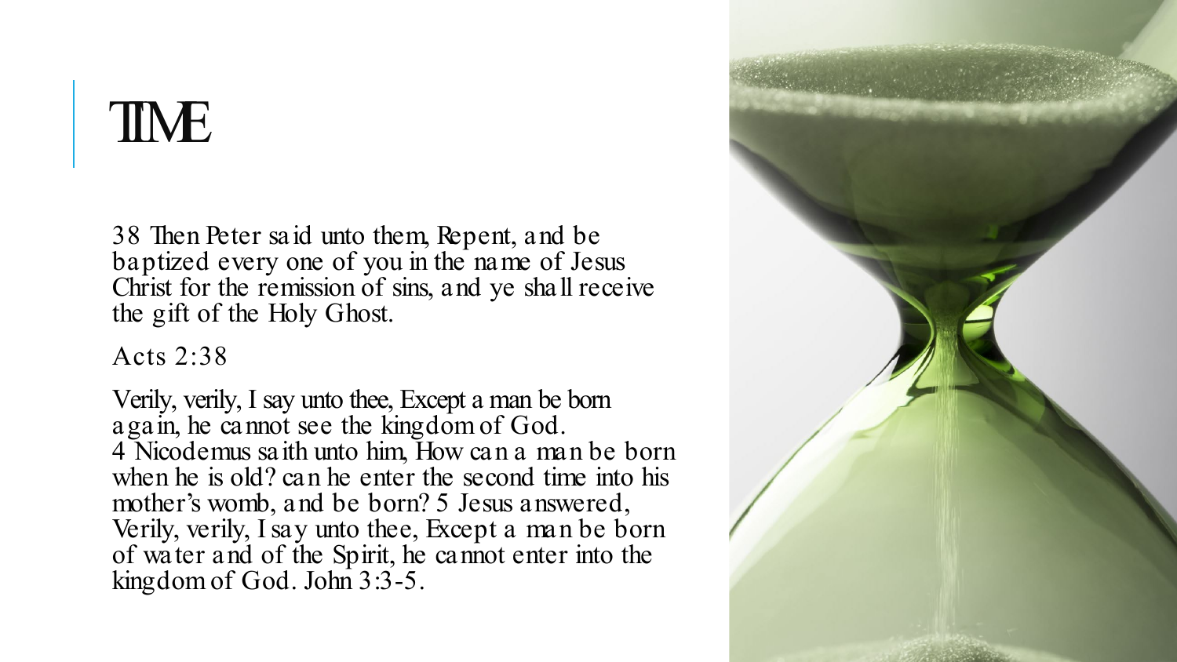# TIME

38 Then Peter said unto them, Repent, and be baptized every one of you in the name of Jesus Christ for the remission of sins, and ye shall receive the gift of the Holy Ghost.

Acts 2:38

Verily, verily, I say unto thee, Except a man be born again, he cannot see the kingdom of God. 4 Nicodemus saith unto him, How can a man be born when he is old? can he enter the second time into his mother's womb, and be born? 5 Jesus answered, Verily, verily, I say unto thee, Except a man be born of water and of the Spirit, he cannot enter into the kingdom of God. John 3:3-5.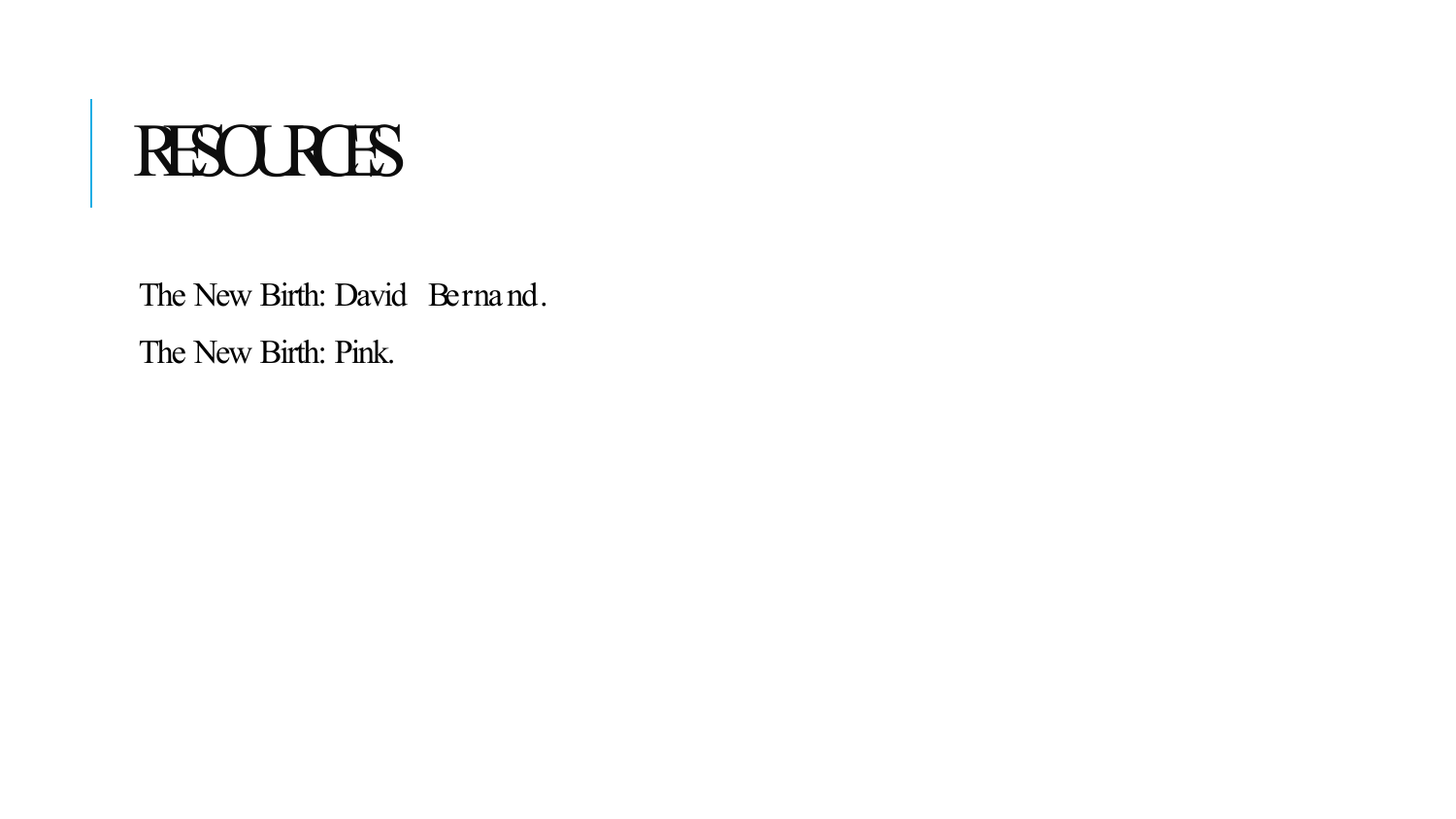# RESOURCES

The New Birth: David Bernand.

The New Birth: Pink.